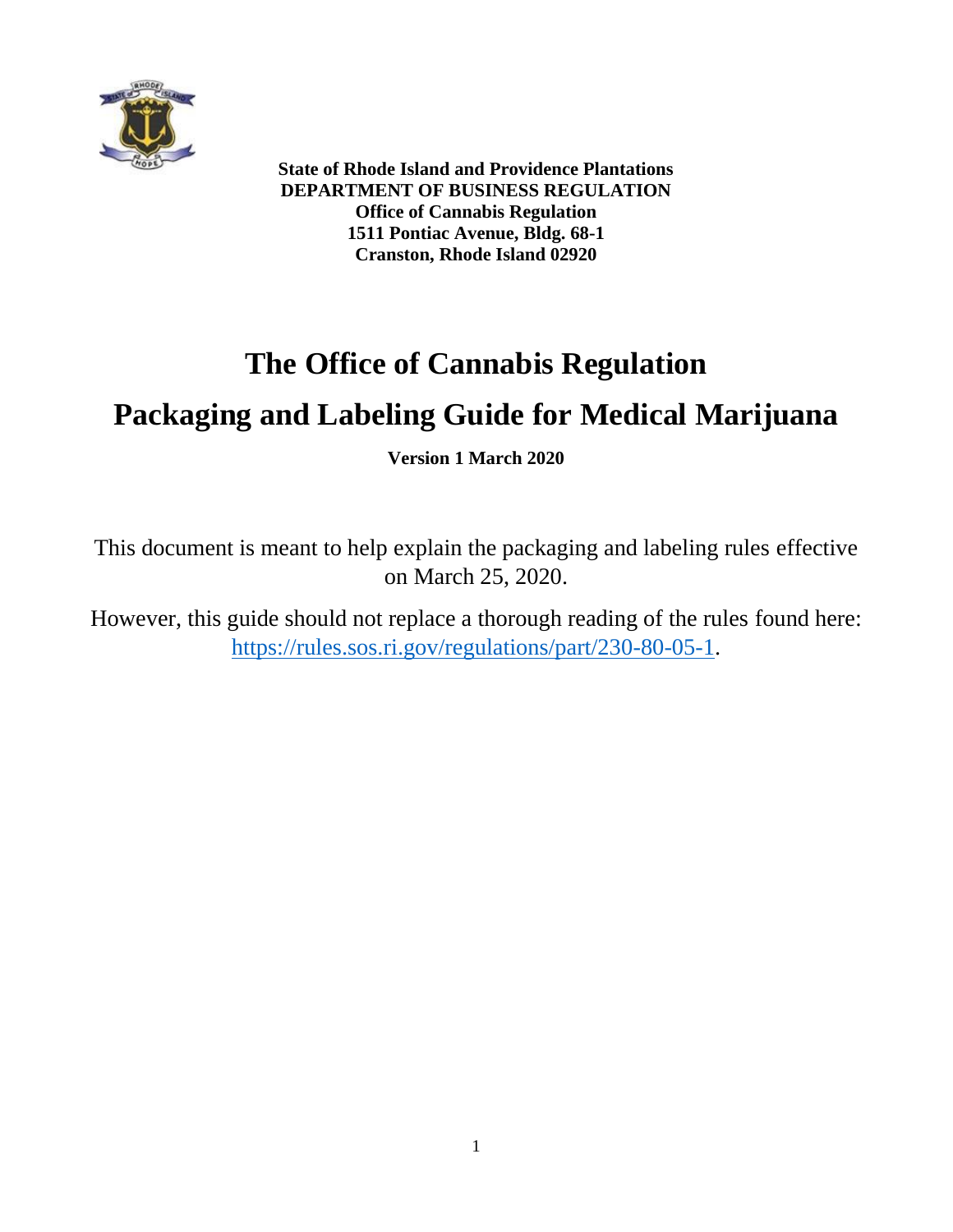**State of Rhode Island and Providence Plantations**
**DEPARTMENT OF BUSINESS REGULATION**
**Office of Cannabis Regulation**
**1511 Pontiac Avenue, Bldg. 68-1**
**Cranston, Rhode Island 02920**

# The Office of Cannabis Regulation

# Packaging and Labeling Guide for Medical Marijuana

**Version 1 March 2020**

This document is meant to help explain the packaging and labeling rules effective on March 25, 2020.

However, this guide should not replace a thorough reading of the rules found here: https://rules.sos.ri.gov/regulations/part/230-80-05-1.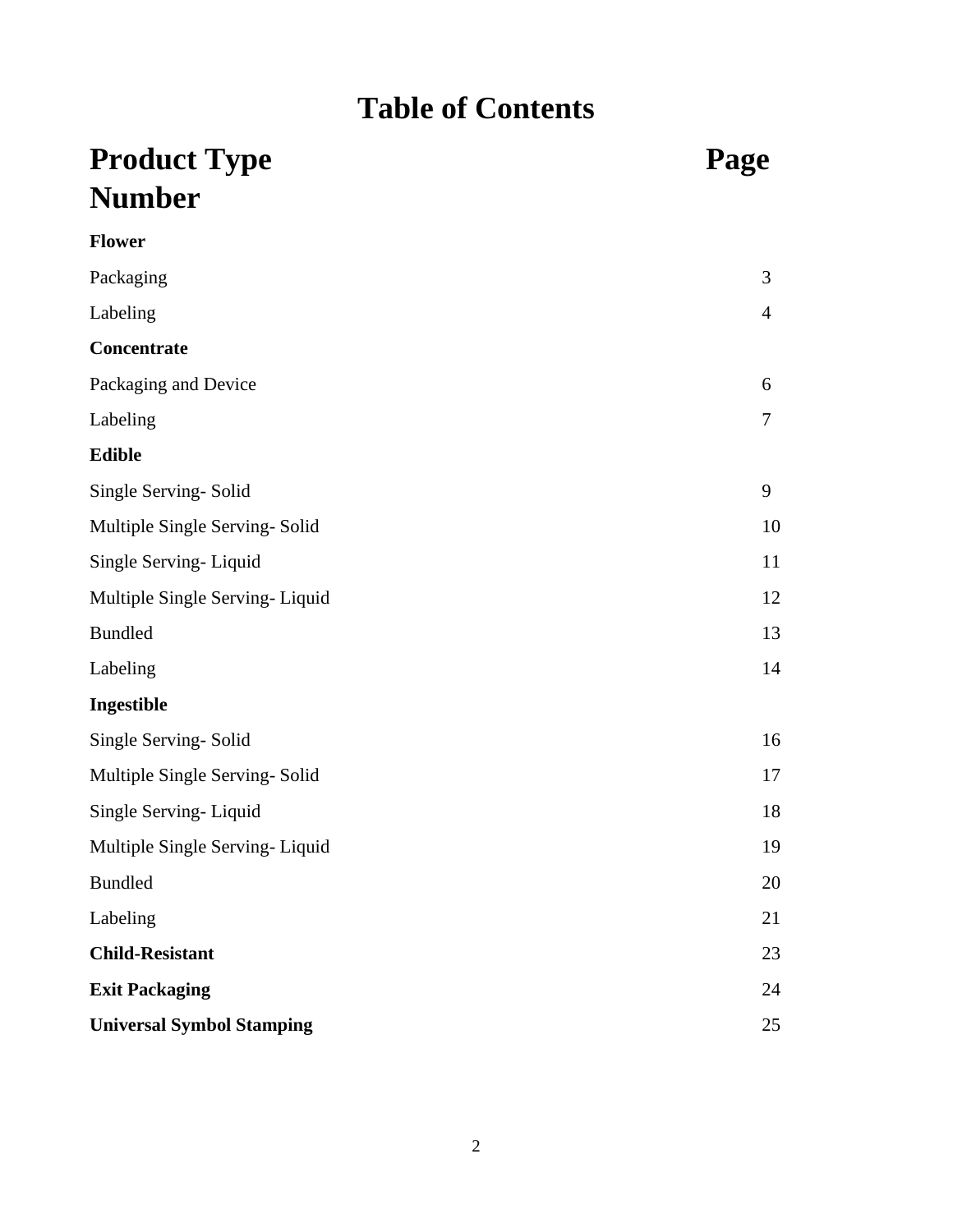# Table of Contents

| Product Type | Page Number |
| --- | --- |
| **Flower** | |
| Packaging | 3 |
| Labeling | 4 |
| **Concentrate** | |
| Packaging and Device | 6 |
| Labeling | 7 |
| **Edible** | |
| Single Serving- Solid | 9 |
| Multiple Single Serving- Solid | 10 |
| Single Serving- Liquid | 11 |
| Multiple Single Serving- Liquid | 12 |
| Bundled | 13 |
| Labeling | 14 |
| **Ingestible** | |
| Single Serving- Solid | 16 |
| Multiple Single Serving- Solid | 17 |
| Single Serving- Liquid | 18 |
| Multiple Single Serving- Liquid | 19 |
| Bundled | 20 |
| Labeling | 21 |
| **Child-Resistant** | 23 |
| **Exit Packaging** | 24 |
| **Universal Symbol Stamping** | 25 |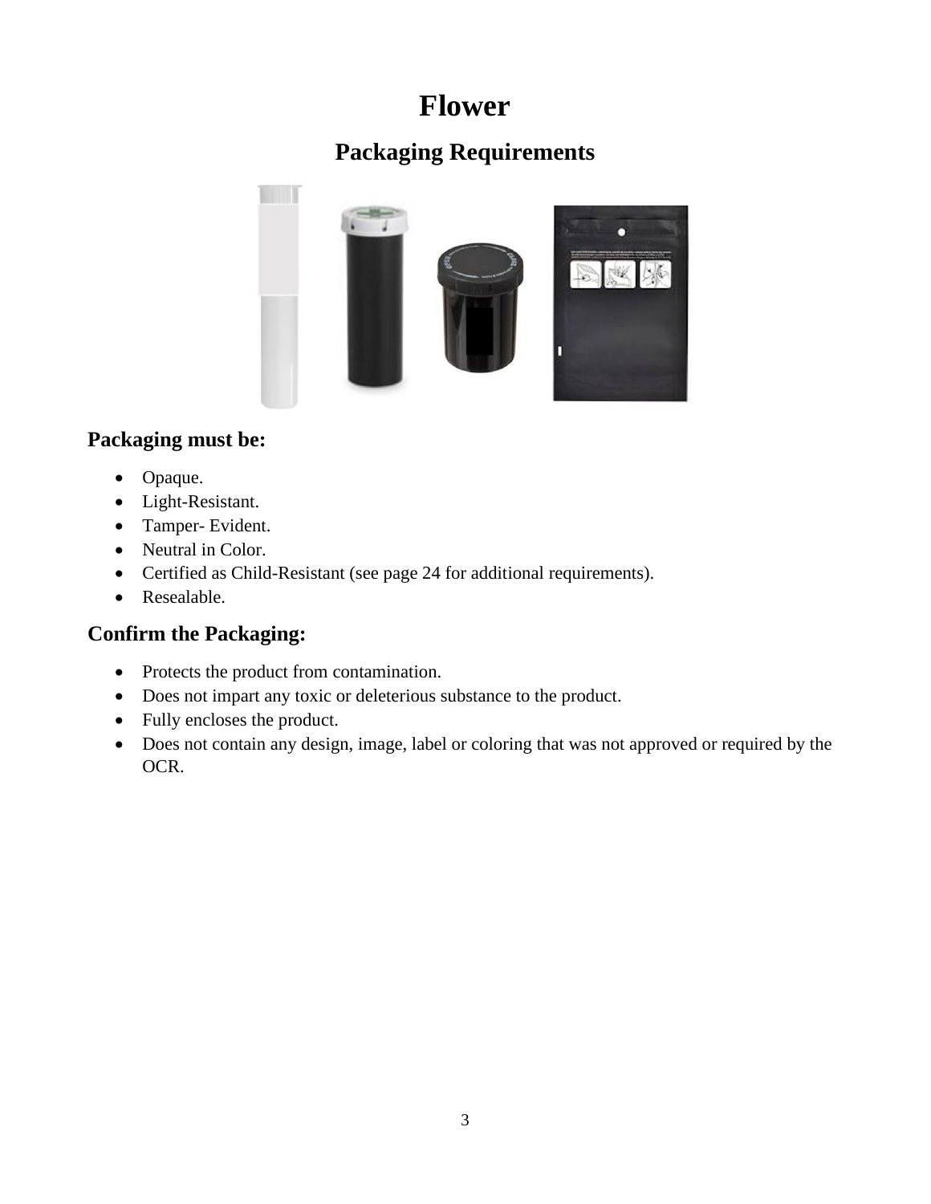# Flower

## Packaging Requirements

### Packaging must be:

- Opaque.
- Light-Resistant.
- Tamper- Evident.
- Neutral in Color.
- Certified as Child-Resistant (see page 24 for additional requirements).
- Resealable.

### Confirm the Packaging:

- Protects the product from contamination.
- Does not impart any toxic or deleterious substance to the product.
- Fully encloses the product.
- Does not contain any design, image, label or coloring that was not approved or required by the OCR.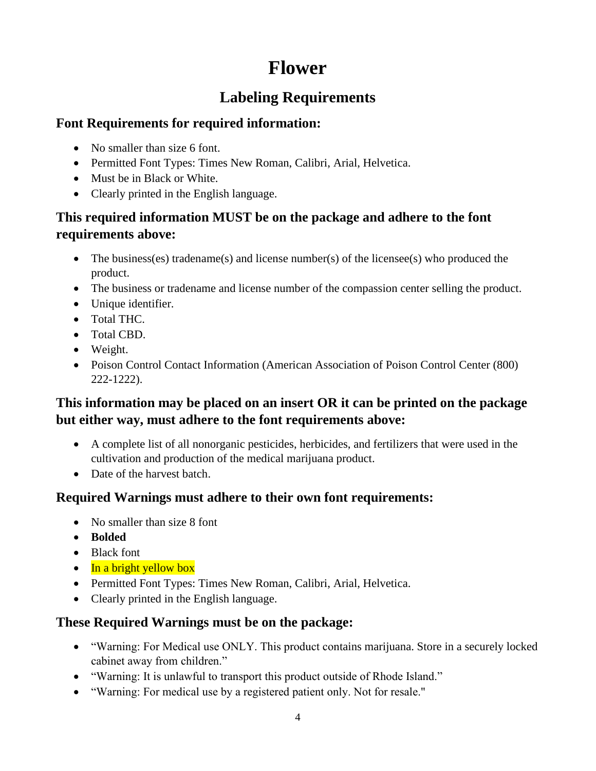# Flower

## Labeling Requirements

### Font Requirements for required information:

- No smaller than size 6 font.
- Permitted Font Types: Times New Roman, Calibri, Arial, Helvetica.
- Must be in Black or White.
- Clearly printed in the English language.

### This required information MUST be on the package and adhere to the font requirements above:

- The business(es) tradename(s) and license number(s) of the licensee(s) who produced the product.
- The business or tradename and license number of the compassion center selling the product.
- Unique identifier.
- Total THC.
- Total CBD.
- Weight.
- Poison Control Contact Information (American Association of Poison Control Center (800) 222-1222).

### This information may be placed on an insert OR it can be printed on the package but either way, must adhere to the font requirements above:

- A complete list of all nonorganic pesticides, herbicides, and fertilizers that were used in the cultivation and production of the medical marijuana product.
- Date of the harvest batch.

### Required Warnings must adhere to their own font requirements:

- No smaller than size 8 font
- **Bolded**
- Black font
- In a bright yellow box
- Permitted Font Types: Times New Roman, Calibri, Arial, Helvetica.
- Clearly printed in the English language.

### These Required Warnings must be on the package:

- “Warning: For Medical use ONLY. This product contains marijuana. Store in a securely locked cabinet away from children.”
- “Warning: It is unlawful to transport this product outside of Rhode Island.”
- “Warning: For medical use by a registered patient only. Not for resale."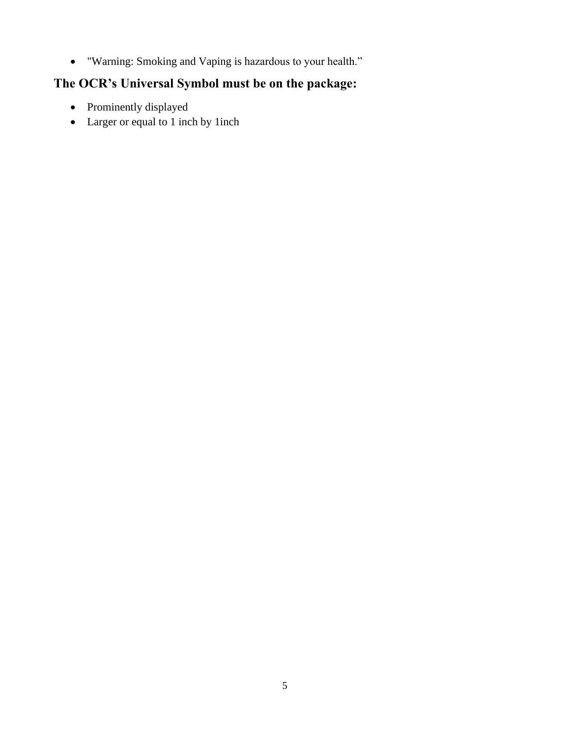- "Warning: Smoking and Vaping is hazardous to your health."

## The OCR's Universal Symbol must be on the package:

- Prominently displayed
- Larger or equal to 1 inch by 1inch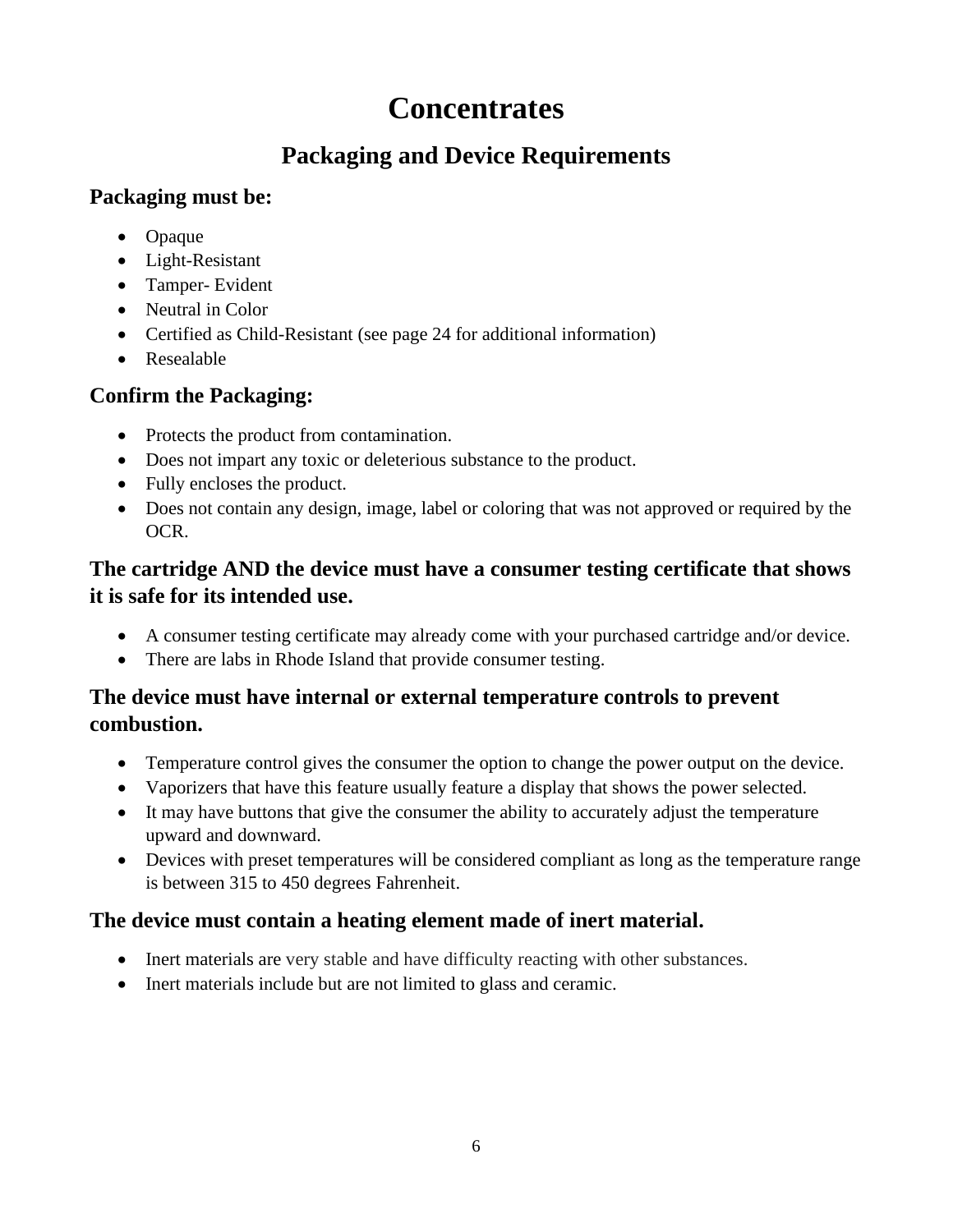# Concentrates

## Packaging and Device Requirements

### Packaging must be:

- Opaque
- Light-Resistant
- Tamper- Evident
- Neutral in Color
- Certified as Child-Resistant (see page 24 for additional information)
- Resealable

### Confirm the Packaging:

- Protects the product from contamination.
- Does not impart any toxic or deleterious substance to the product.
- Fully encloses the product.
- Does not contain any design, image, label or coloring that was not approved or required by the OCR.

### The cartridge AND the device must have a consumer testing certificate that shows it is safe for its intended use.

- A consumer testing certificate may already come with your purchased cartridge and/or device.
- There are labs in Rhode Island that provide consumer testing.

### The device must have internal or external temperature controls to prevent combustion.

- Temperature control gives the consumer the option to change the power output on the device.
- Vaporizers that have this feature usually feature a display that shows the power selected.
- It may have buttons that give the consumer the ability to accurately adjust the temperature upward and downward.
- Devices with preset temperatures will be considered compliant as long as the temperature range is between 315 to 450 degrees Fahrenheit.

### The device must contain a heating element made of inert material.

- Inert materials are very stable and have difficulty reacting with other substances.
- Inert materials include but are not limited to glass and ceramic.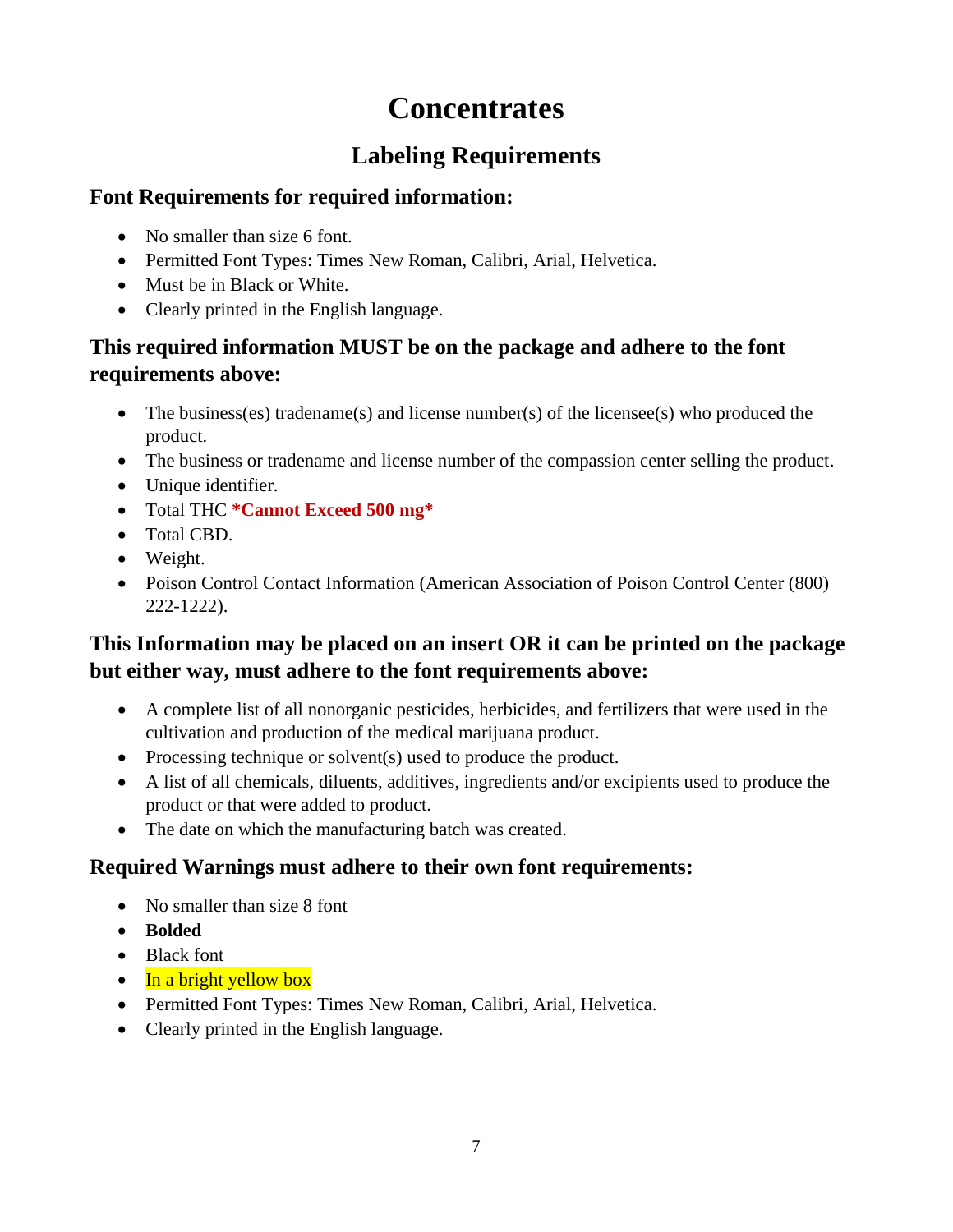# Concentrates

## Labeling Requirements

### Font Requirements for required information:

- No smaller than size 6 font.
- Permitted Font Types: Times New Roman, Calibri, Arial, Helvetica.
- Must be in Black or White.
- Clearly printed in the English language.

### This required information MUST be on the package and adhere to the font requirements above:

- The business(es) tradename(s) and license number(s) of the licensee(s) who produced the product.
- The business or tradename and license number of the compassion center selling the product.
- Unique identifier.
- Total THC **\*Cannot Exceed 500 mg\***
- Total CBD.
- Weight.
- Poison Control Contact Information (American Association of Poison Control Center (800) 222-1222).

### This Information may be placed on an insert OR it can be printed on the package but either way, must adhere to the font requirements above:

- A complete list of all nonorganic pesticides, herbicides, and fertilizers that were used in the cultivation and production of the medical marijuana product.
- Processing technique or solvent(s) used to produce the product.
- A list of all chemicals, diluents, additives, ingredients and/or excipients used to produce the product or that were added to product.
- The date on which the manufacturing batch was created.

### Required Warnings must adhere to their own font requirements:

- No smaller than size 8 font
- **Bolded**
- Black font
- In a bright yellow box
- Permitted Font Types: Times New Roman, Calibri, Arial, Helvetica.
- Clearly printed in the English language.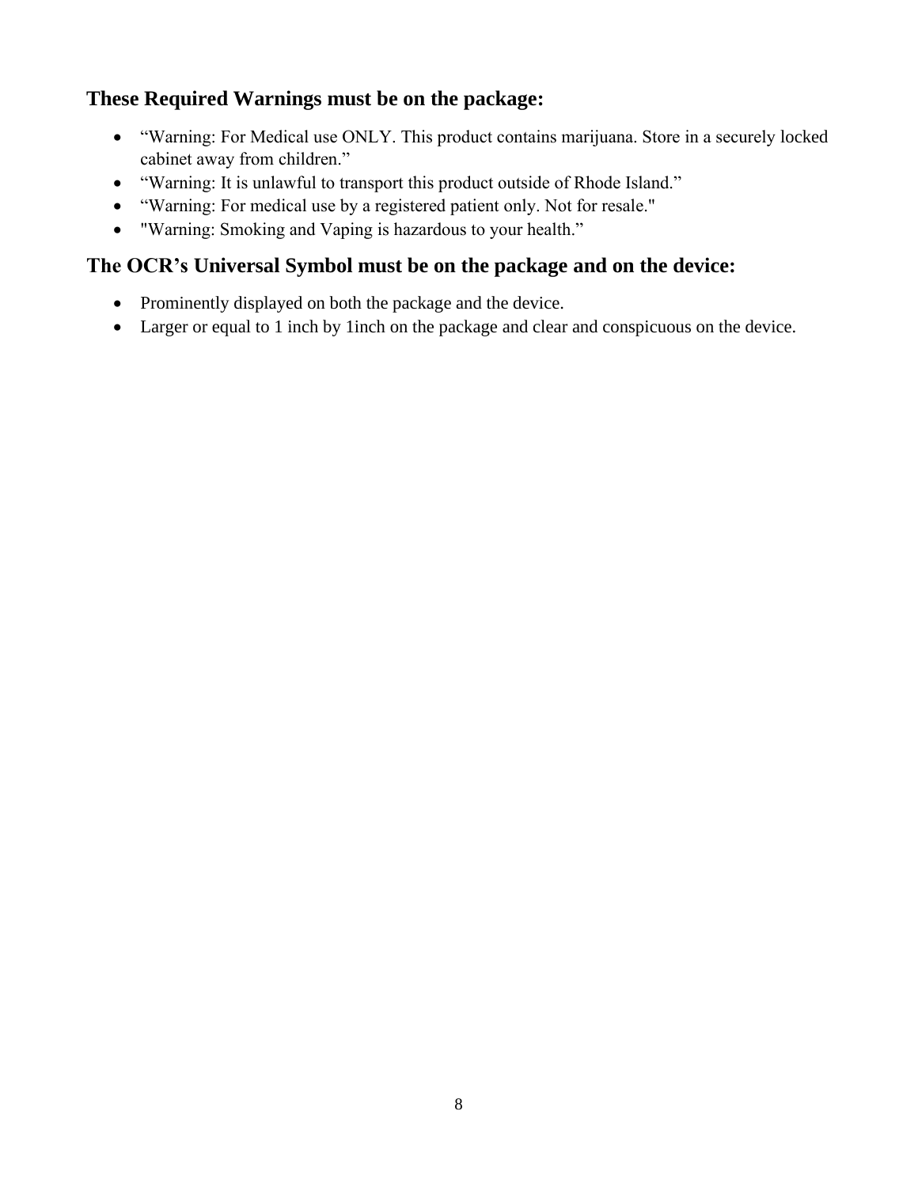### These Required Warnings must be on the package:

- “Warning: For Medical use ONLY. This product contains marijuana. Store in a securely locked cabinet away from children.”
- “Warning: It is unlawful to transport this product outside of Rhode Island.”
- “Warning: For medical use by a registered patient only. Not for resale."
- "Warning: Smoking and Vaping is hazardous to your health.”

### The OCR’s Universal Symbol must be on the package and on the device:

- Prominently displayed on both the package and the device.
- Larger or equal to 1 inch by 1inch on the package and clear and conspicuous on the device.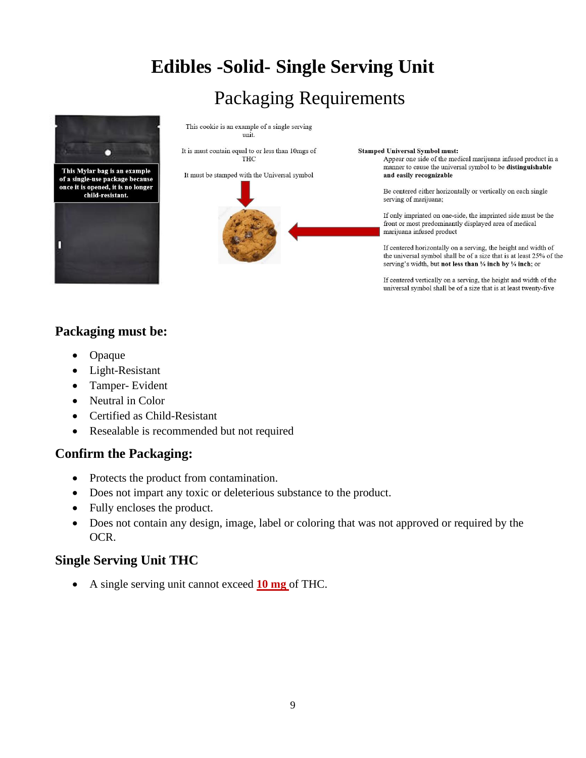# Edibles -Solid- Single Serving Unit

## Packaging Requirements

**This Mylar bag is an example of a single-use package because once it is opened, it is no longer child-resistant.**

This cookie is an example of a single serving unit.

It is must contain equal to or less than 10mgs of THC

It must be stamped with the Universal symbol

**Stamped Universal Symbol must:**

Appear one side of the medical marijuana infused product in a manner to cause the universal symbol to be **distinguishable and easily recognizable**

Be centered either horizontally or vertically on each single serving of marijuana;

If only imprinted on one-side, the imprinted side must be the front or most predominantly displayed area of medical marijuana infused product

If centered horizontally on a serving, the height and width of the universal symbol shall be of a size that is at least 25% of the serving's width, but **not less than ¼ inch by ¼ inch**; or

If centered vertically on a serving, the height and width of the universal symbol shall be of a size that is at least twenty-five

### Packaging must be:

- Opaque
- Light-Resistant
- Tamper- Evident
- Neutral in Color
- Certified as Child-Resistant
- Resealable is recommended but not required

### Confirm the Packaging:

- Protects the product from contamination.
- Does not impart any toxic or deleterious substance to the product.
- Fully encloses the product.
- Does not contain any design, image, label or coloring that was not approved or required by the OCR.

### Single Serving Unit THC

- A single serving unit cannot exceed **10 mg** of THC.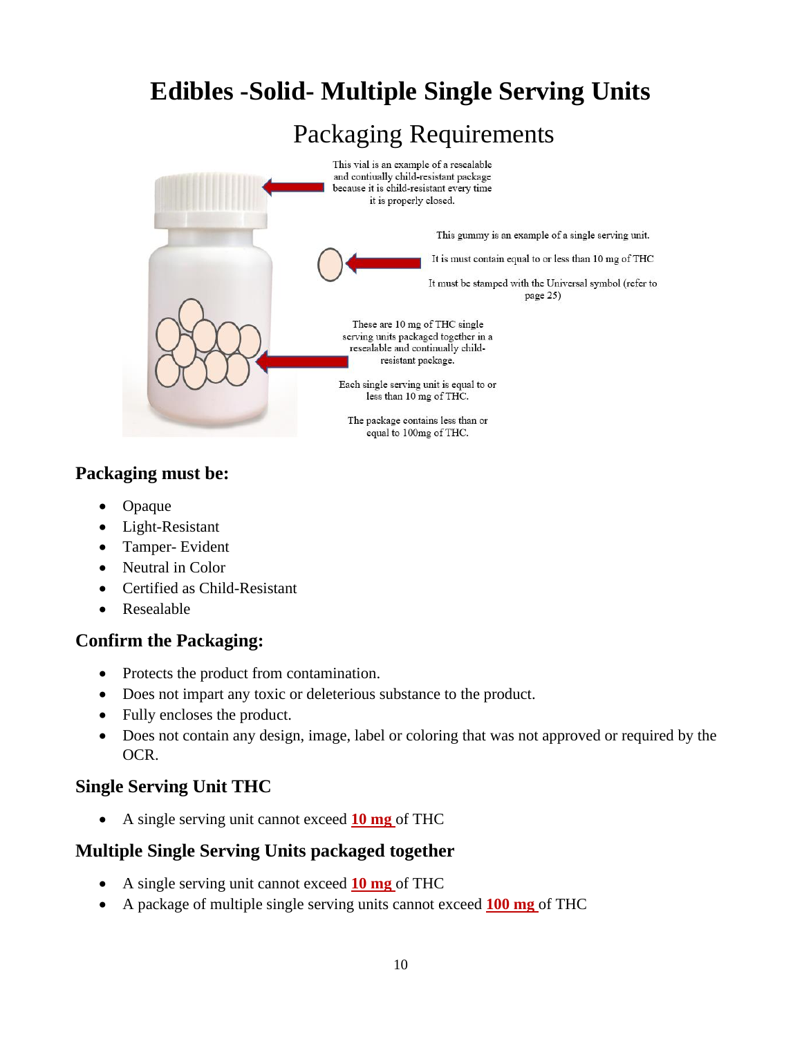# Edibles -Solid- Multiple Single Serving Units

## Packaging Requirements

This vial is an example of a resealable and contiually child-resistant package because it is child-resistant every time it is properly closed.

This gummy is an example of a single serving unit.

It is must contain equal to or less than 10 mg of THC

It must be stamped with the Universal symbol (refer to page 25)

These are 10 mg of THC single serving units packaged together in a resealable and continually child-resistant package.

Each single serving unit is equal to or less than 10 mg of THC.

The package contains less than or equal to 100mg of THC.

### Packaging must be:

- Opaque
- Light-Resistant
- Tamper- Evident
- Neutral in Color
- Certified as Child-Resistant
- Resealable

### Confirm the Packaging:

- Protects the product from contamination.
- Does not impart any toxic or deleterious substance to the product.
- Fully encloses the product.
- Does not contain any design, image, label or coloring that was not approved or required by the OCR.

### Single Serving Unit THC

- A single serving unit cannot exceed **10 mg** of THC

### Multiple Single Serving Units packaged together

- A single serving unit cannot exceed **10 mg** of THC
- A package of multiple single serving units cannot exceed **100 mg** of THC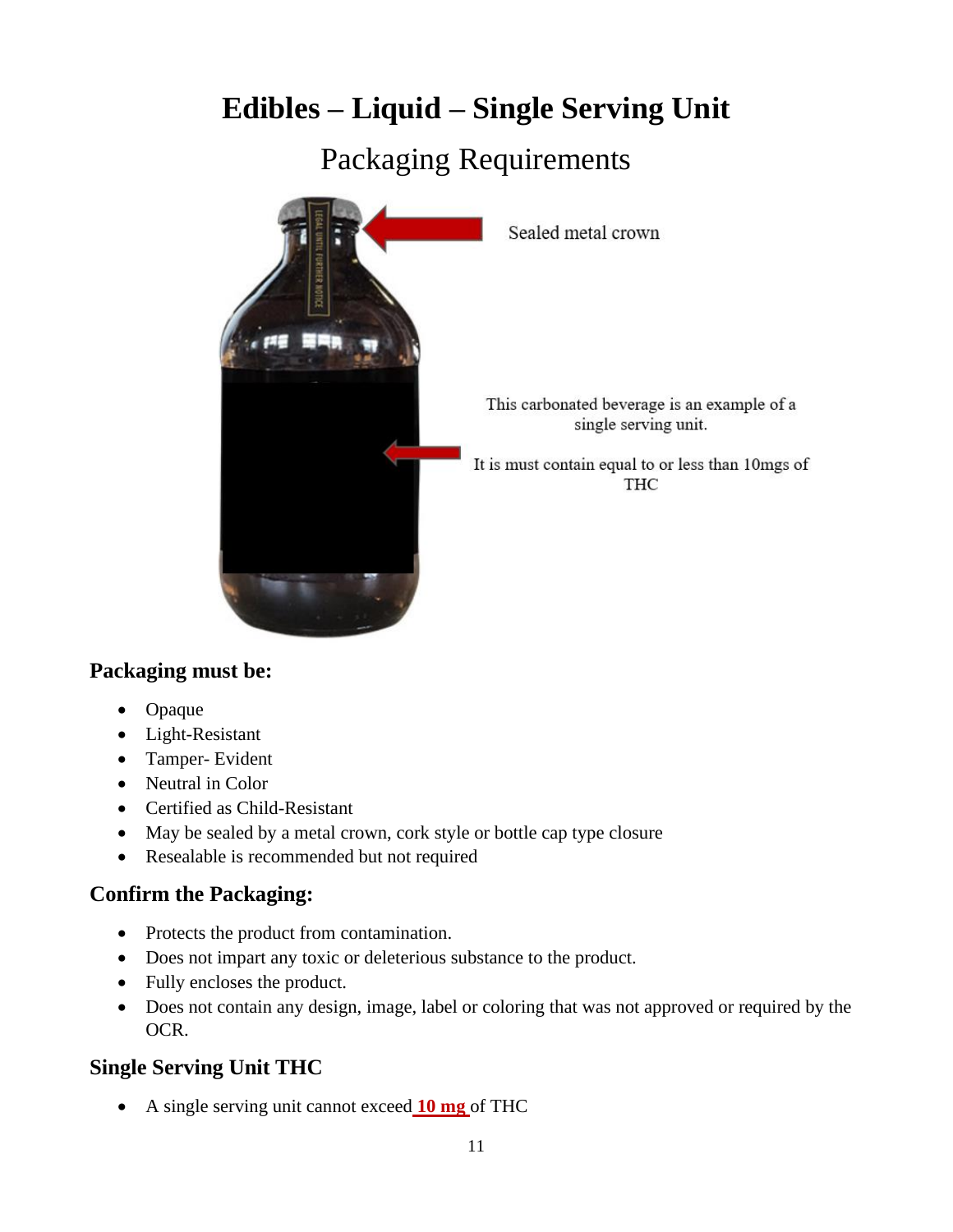# Edibles – Liquid – Single Serving Unit

## Packaging Requirements

Sealed metal crown

This carbonated beverage is an example of a single serving unit.

It is must contain equal to or less than 10mgs of THC

### Packaging must be:

- Opaque
- Light-Resistant
- Tamper- Evident
- Neutral in Color
- Certified as Child-Resistant
- May be sealed by a metal crown, cork style or bottle cap type closure
- Resealable is recommended but not required

### Confirm the Packaging:

- Protects the product from contamination.
- Does not impart any toxic or deleterious substance to the product.
- Fully encloses the product.
- Does not contain any design, image, label or coloring that was not approved or required by the OCR.

### Single Serving Unit THC

- A single serving unit cannot exceed **10 mg** of THC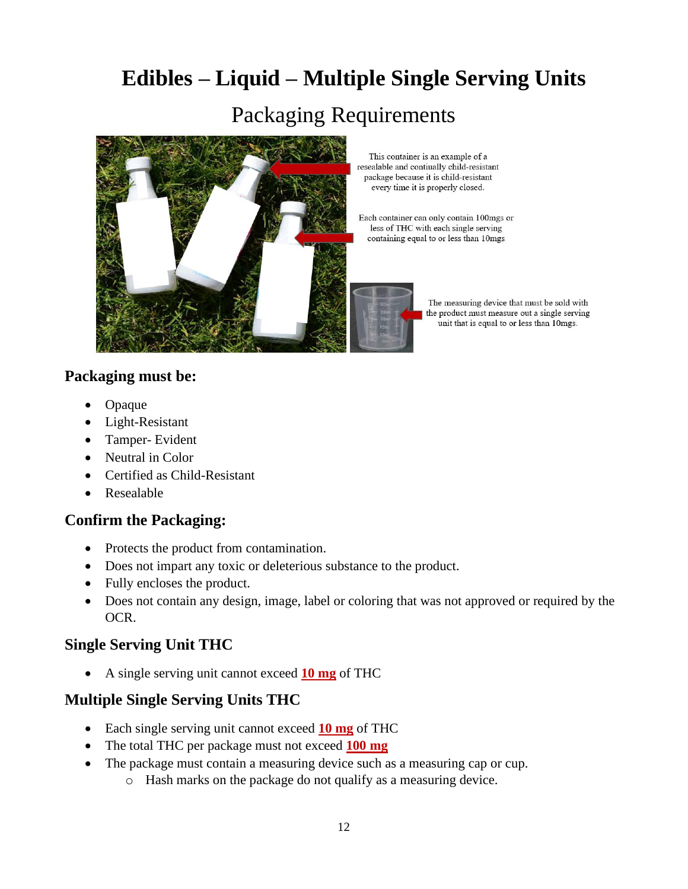# Edibles – Liquid – Multiple Single Serving Units

## Packaging Requirements

This container is an example of a resealable and contiually child-resistant package because it is child-resistant every time it is properly closed.

Each container can only contain 100mgs or less of THC with each single serving containing equal to or less than 10mgs

The measuring device that must be sold with the product must measure out a single serving unit that is equal to or less than 10mgs.

### Packaging must be:

- Opaque
- Light-Resistant
- Tamper- Evident
- Neutral in Color
- Certified as Child-Resistant
- Resealable

### Confirm the Packaging:

- Protects the product from contamination.
- Does not impart any toxic or deleterious substance to the product.
- Fully encloses the product.
- Does not contain any design, image, label or coloring that was not approved or required by the OCR.

### Single Serving Unit THC

- A single serving unit cannot exceed **10 mg** of THC

### Multiple Single Serving Units THC

- Each single serving unit cannot exceed **10 mg** of THC
- The total THC per package must not exceed **100 mg**
- The package must contain a measuring device such as a measuring cap or cup.
    - Hash marks on the package do not qualify as a measuring device.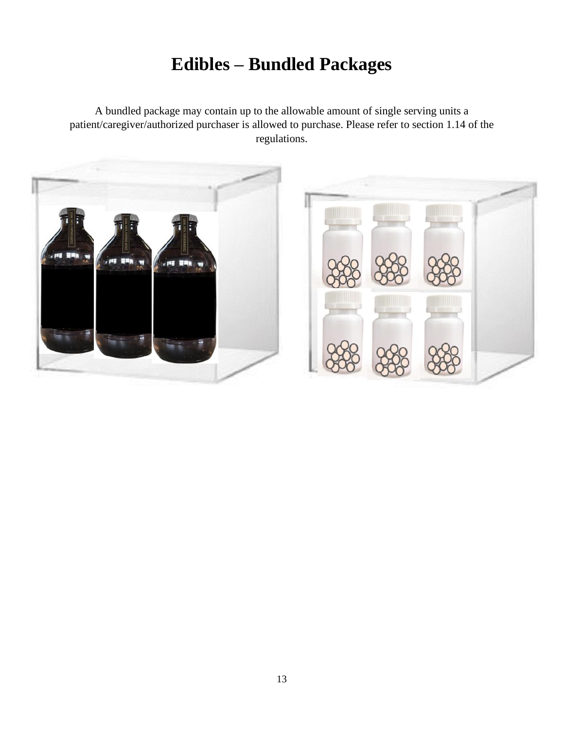# Edibles – Bundled Packages

A bundled package may contain up to the allowable amount of single serving units a patient/caregiver/authorized purchaser is allowed to purchase. Please refer to section 1.14 of the regulations.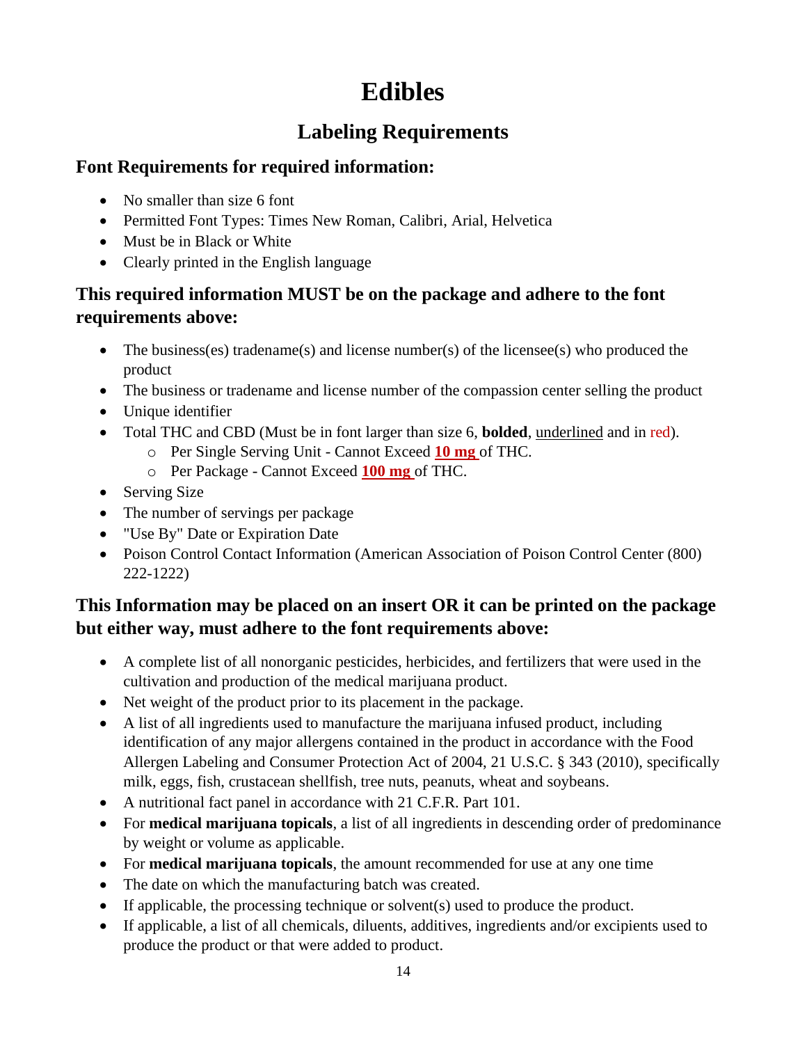# Edibles

## Labeling Requirements

### Font Requirements for required information:

- No smaller than size 6 font
- Permitted Font Types: Times New Roman, Calibri, Arial, Helvetica
- Must be in Black or White
- Clearly printed in the English language

### This required information MUST be on the package and adhere to the font requirements above:

- The business(es) tradename(s) and license number(s) of the licensee(s) who produced the product
- The business or tradename and license number of the compassion center selling the product
- Unique identifier
- Total THC and CBD (Must be in font larger than size 6, **bolded**, underlined and in red).
  - Per Single Serving Unit - Cannot Exceed **10 mg** of THC.
  - Per Package - Cannot Exceed **100 mg** of THC.
- Serving Size
- The number of servings per package
- "Use By" Date or Expiration Date
- Poison Control Contact Information (American Association of Poison Control Center (800) 222-1222)

### This Information may be placed on an insert OR it can be printed on the package but either way, must adhere to the font requirements above:

- A complete list of all nonorganic pesticides, herbicides, and fertilizers that were used in the cultivation and production of the medical marijuana product.
- Net weight of the product prior to its placement in the package.
- A list of all ingredients used to manufacture the marijuana infused product, including identification of any major allergens contained in the product in accordance with the Food Allergen Labeling and Consumer Protection Act of 2004, 21 U.S.C. § 343 (2010), specifically milk, eggs, fish, crustacean shellfish, tree nuts, peanuts, wheat and soybeans.
- A nutritional fact panel in accordance with 21 C.F.R. Part 101.
- For **medical marijuana topicals**, a list of all ingredients in descending order of predominance by weight or volume as applicable.
- For **medical marijuana topicals**, the amount recommended for use at any one time
- The date on which the manufacturing batch was created.
- If applicable, the processing technique or solvent(s) used to produce the product.
- If applicable, a list of all chemicals, diluents, additives, ingredients and/or excipients used to produce the product or that were added to product.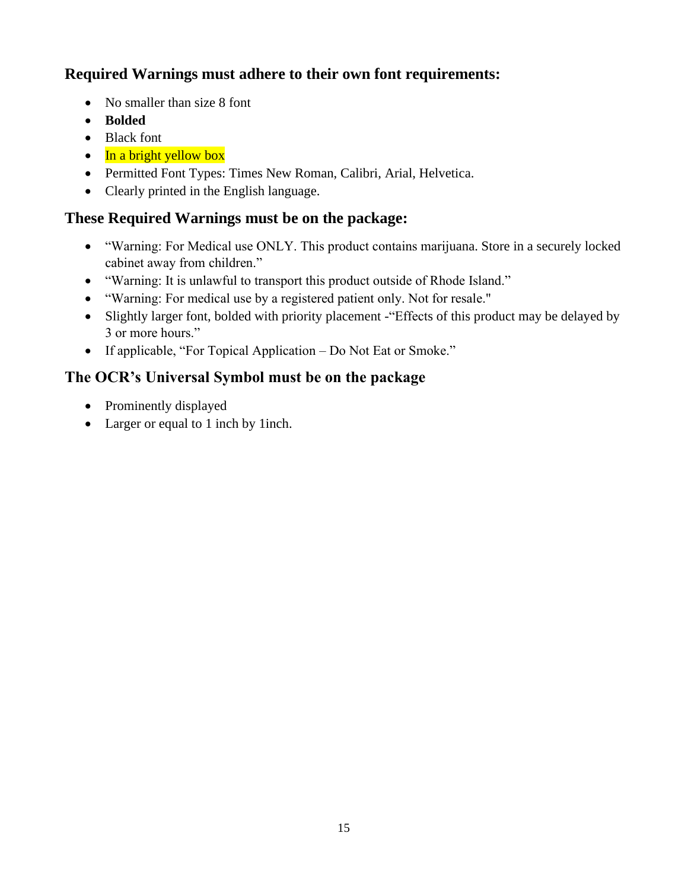### Required Warnings must adhere to their own font requirements:

- No smaller than size 8 font
- **Bolded**
- Black font
- In a bright yellow box
- Permitted Font Types: Times New Roman, Calibri, Arial, Helvetica.
- Clearly printed in the English language.

### These Required Warnings must be on the package:

- "Warning: For Medical use ONLY. This product contains marijuana. Store in a securely locked cabinet away from children."
- "Warning: It is unlawful to transport this product outside of Rhode Island."
- "Warning: For medical use by a registered patient only. Not for resale."
- Slightly larger font, bolded with priority placement -"Effects of this product may be delayed by 3 or more hours."
- If applicable, "For Topical Application – Do Not Eat or Smoke."

### The OCR's Universal Symbol must be on the package

- Prominently displayed
- Larger or equal to 1 inch by 1inch.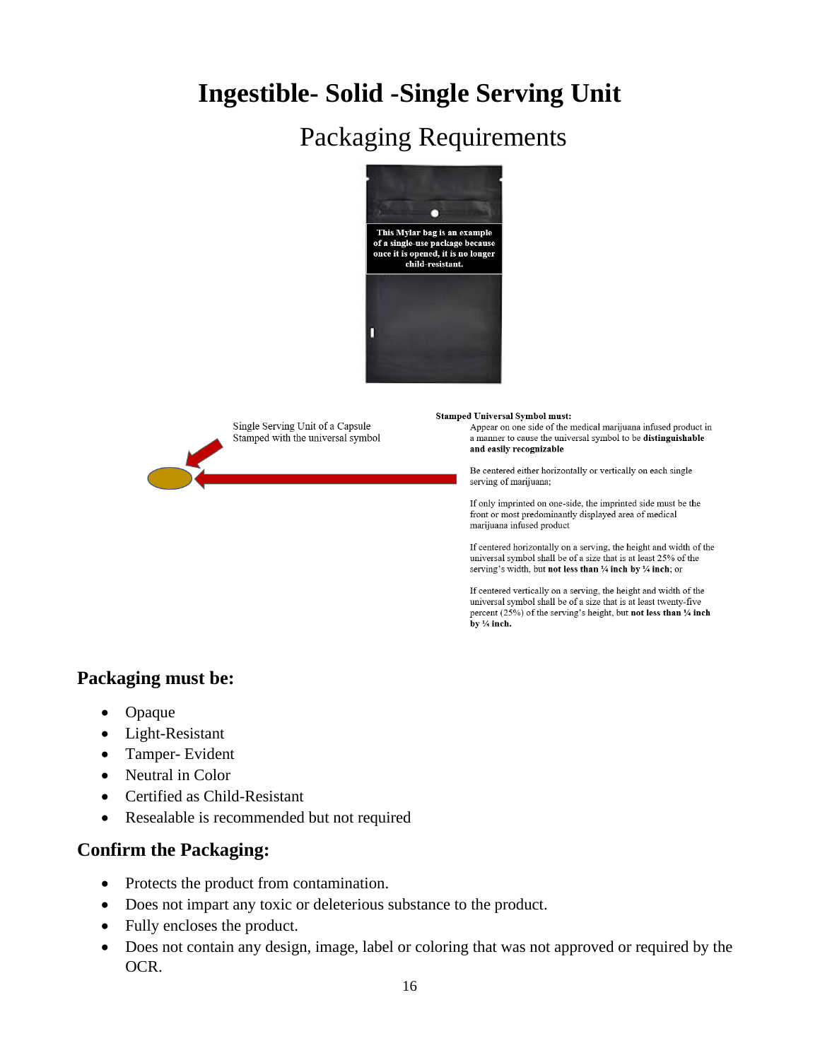# Ingestible- Solid -Single Serving Unit

## Packaging Requirements

This Mylar bag is an example of a single-use package because once it is opened, it is no longer child-resistant.

Single Serving Unit of a Capsule Stamped with the universal symbol

**Stamped Universal Symbol must:**

Appear on one side of the medical marijuana infused product in a manner to cause the universal symbol to be **distinguishable and easily recognizable**

Be centered either horizontally or vertically on each single serving of marijuana;

If only imprinted on one-side, the imprinted side must be the front or most predominantly displayed area of medical marijuana infused product

If centered horizontally on a serving, the height and width of the universal symbol shall be of a size that is at least 25% of the serving's width, but **not less than ¼ inch by ¼ inch**; or

If centered vertically on a serving, the height and width of the universal symbol shall be of a size that is at least twenty-five percent (25%) of the serving's height, but **not less than ¼ inch by ¼ inch.**

### Packaging must be:

- Opaque
- Light-Resistant
- Tamper- Evident
- Neutral in Color
- Certified as Child-Resistant
- Resealable is recommended but not required

### Confirm the Packaging:

- Protects the product from contamination.
- Does not impart any toxic or deleterious substance to the product.
- Fully encloses the product.
- Does not contain any design, image, label or coloring that was not approved or required by the OCR.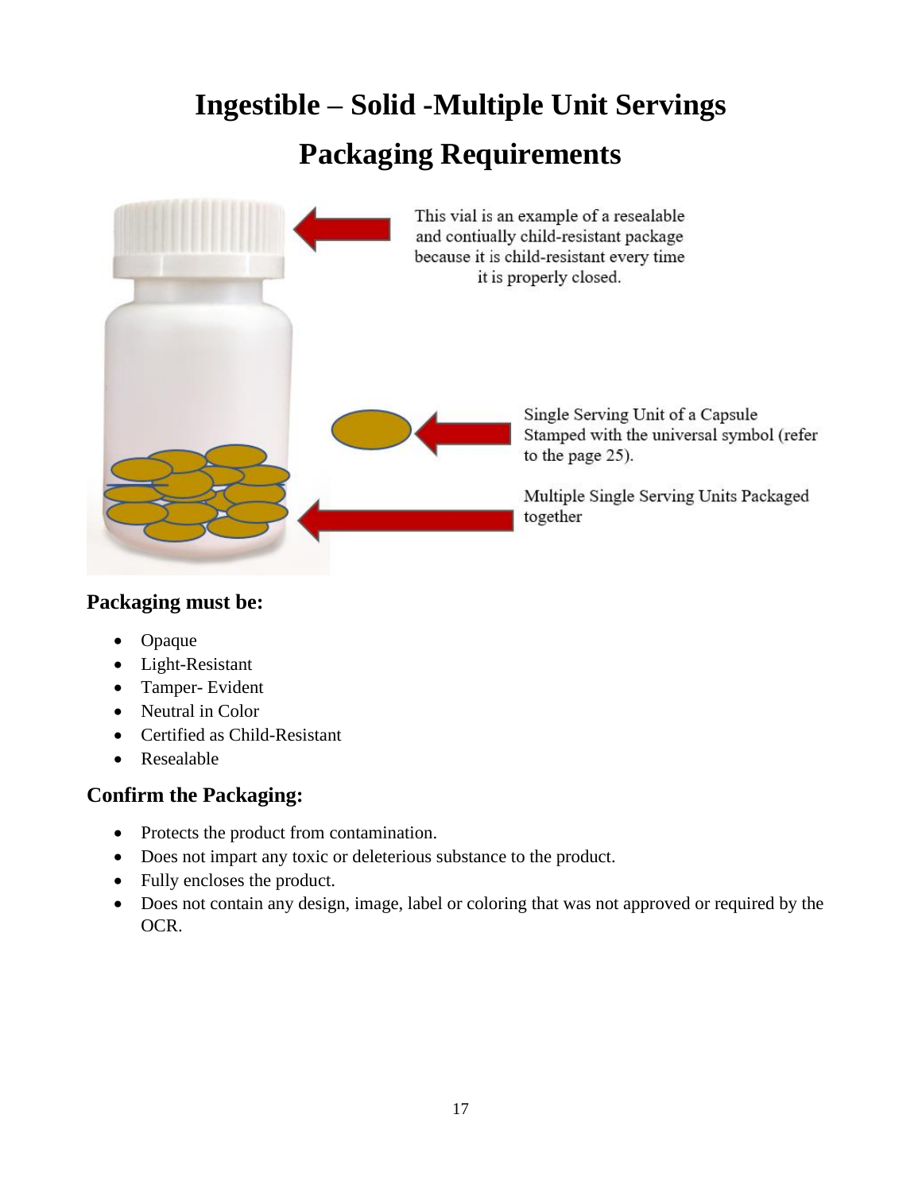# Ingestible – Solid -Multiple Unit Servings

# Packaging Requirements

This vial is an example of a resealable and contiually child-resistant package because it is child-resistant every time it is properly closed.

Single Serving Unit of a Capsule Stamped with the universal symbol (refer to the page 25).

Multiple Single Serving Units Packaged together

### Packaging must be:

- Opaque
- Light-Resistant
- Tamper- Evident
- Neutral in Color
- Certified as Child-Resistant
- Resealable

### Confirm the Packaging:

- Protects the product from contamination.
- Does not impart any toxic or deleterious substance to the product.
- Fully encloses the product.
- Does not contain any design, image, label or coloring that was not approved or required by the OCR.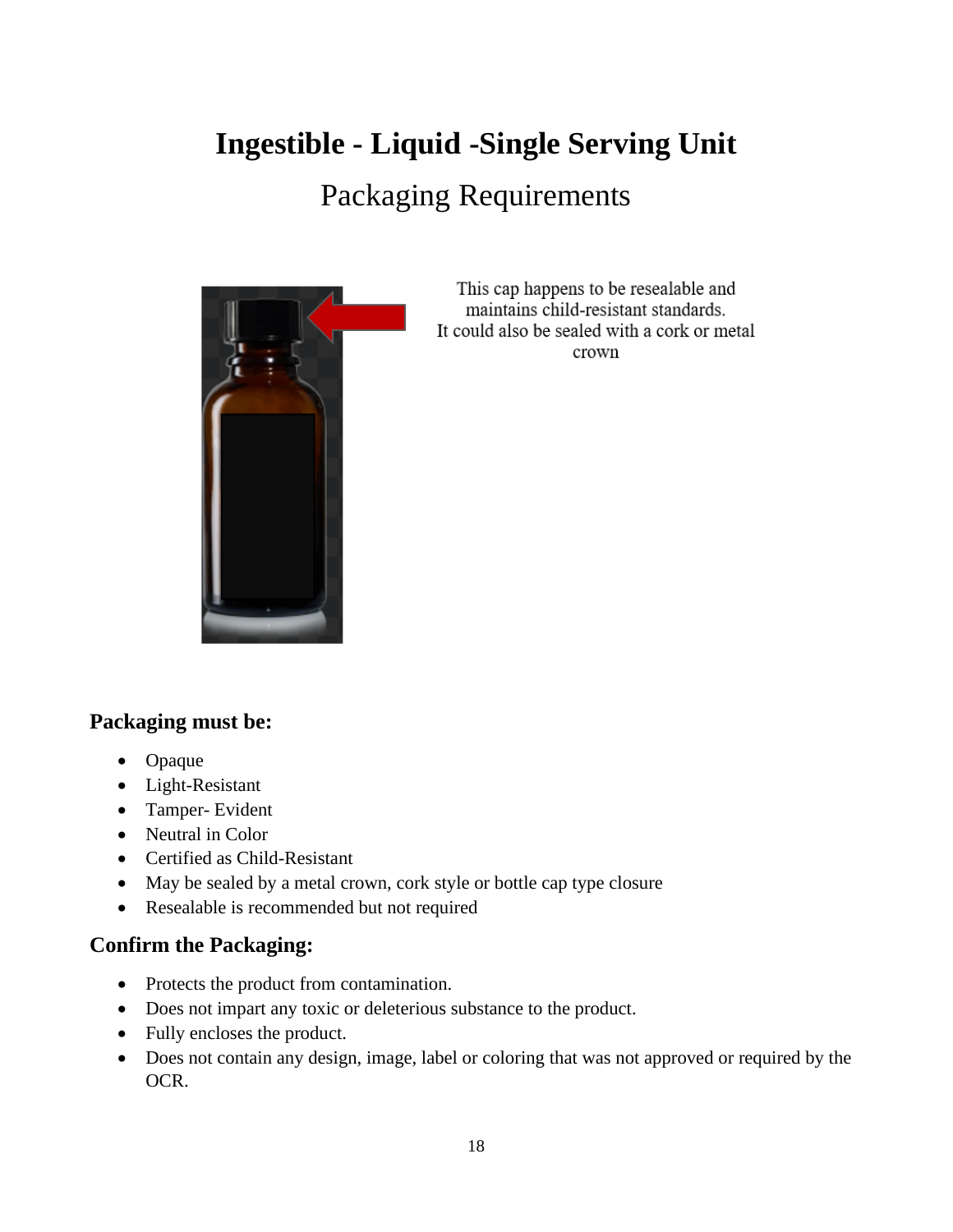# Ingestible - Liquid -Single Serving Unit

## Packaging Requirements

This cap happens to be resealable and maintains child-resistant standards.
It could also be sealed with a cork or metal crown

### Packaging must be:

- Opaque
- Light-Resistant
- Tamper- Evident
- Neutral in Color
- Certified as Child-Resistant
- May be sealed by a metal crown, cork style or bottle cap type closure
- Resealable is recommended but not required

### Confirm the Packaging:

- Protects the product from contamination.
- Does not impart any toxic or deleterious substance to the product.
- Fully encloses the product.
- Does not contain any design, image, label or coloring that was not approved or required by the OCR.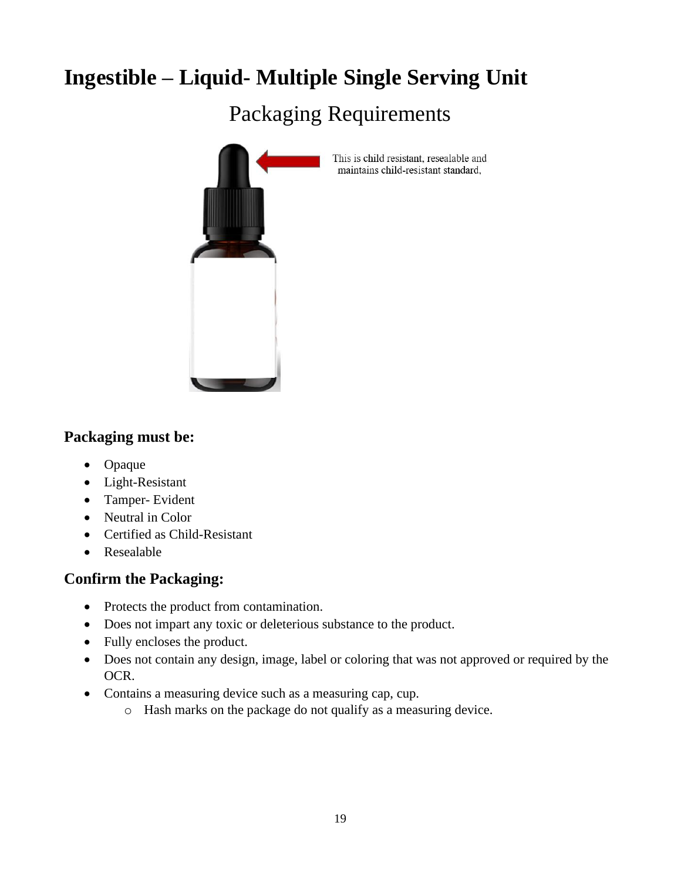# Ingestible – Liquid- Multiple Single Serving Unit

## Packaging Requirements

This is child resistant, resealable and maintains child-resistant standard,

### Packaging must be:

- Opaque
- Light-Resistant
- Tamper- Evident
- Neutral in Color
- Certified as Child-Resistant
- Resealable

### Confirm the Packaging:

- Protects the product from contamination.
- Does not impart any toxic or deleterious substance to the product.
- Fully encloses the product.
- Does not contain any design, image, label or coloring that was not approved or required by the OCR.
- Contains a measuring device such as a measuring cap, cup.
  - Hash marks on the package do not qualify as a measuring device.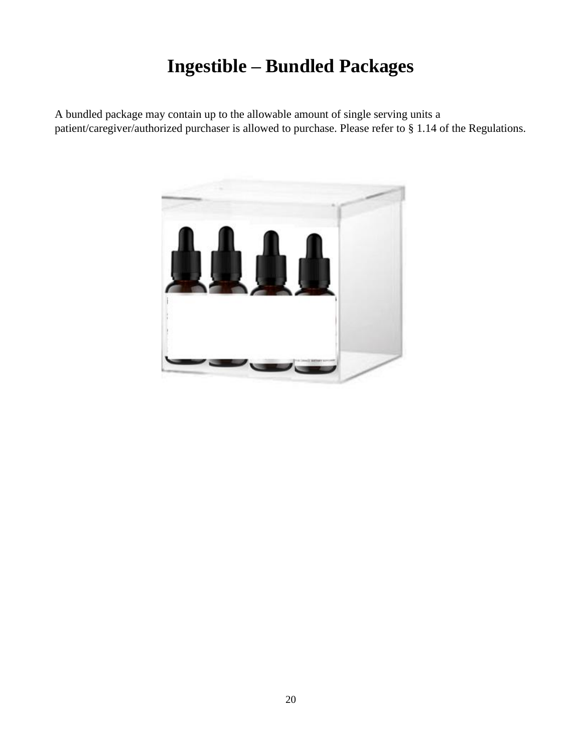# Ingestible – Bundled Packages

A bundled package may contain up to the allowable amount of single serving units a patient/caregiver/authorized purchaser is allowed to purchase. Please refer to § 1.14 of the Regulations.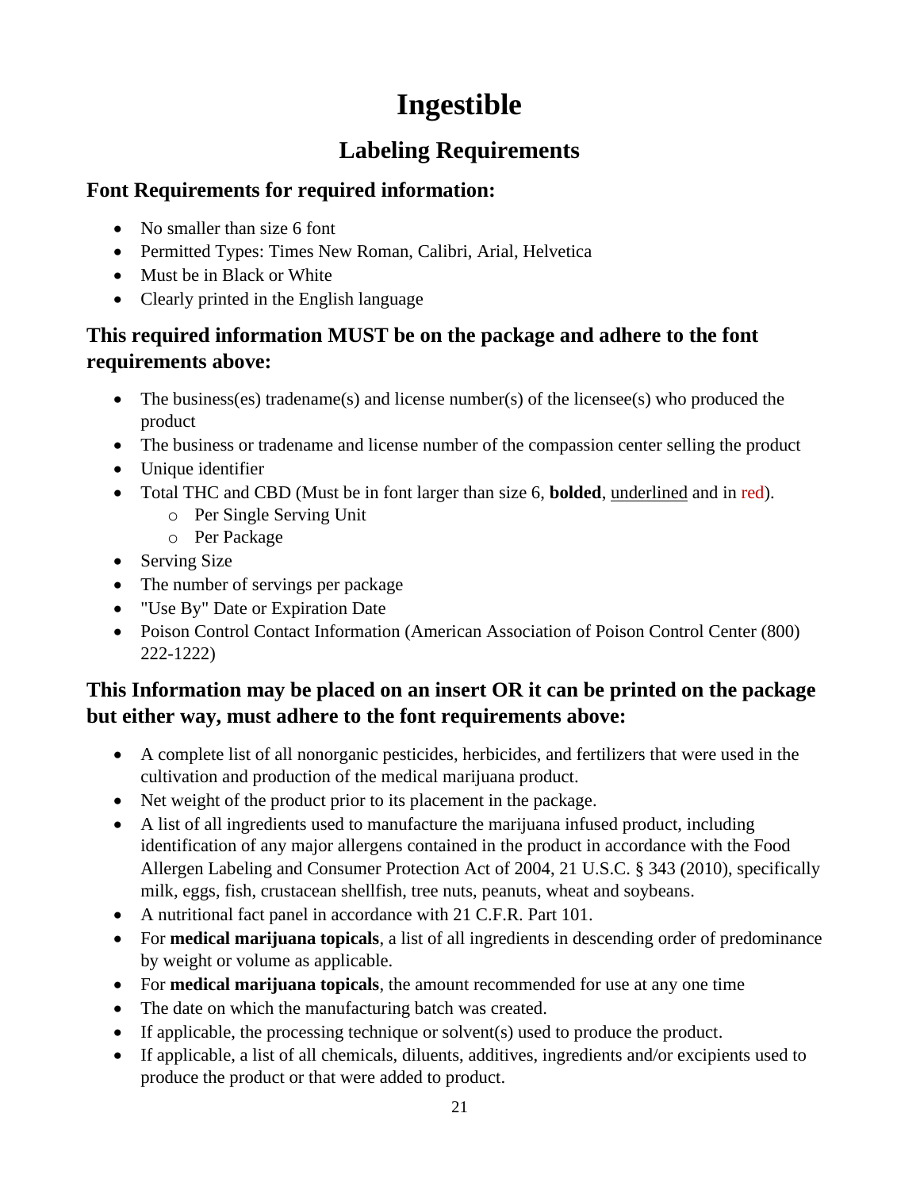# Ingestible

## Labeling Requirements

### Font Requirements for required information:

- No smaller than size 6 font
- Permitted Types: Times New Roman, Calibri, Arial, Helvetica
- Must be in Black or White
- Clearly printed in the English language

### This required information MUST be on the package and adhere to the font requirements above:

- The business(es) tradename(s) and license number(s) of the licensee(s) who produced the product
- The business or tradename and license number of the compassion center selling the product
- Unique identifier
- Total THC and CBD (Must be in font larger than size 6, **bolded**, <u>underlined</u> and in red).
  - Per Single Serving Unit
  - Per Package
- Serving Size
- The number of servings per package
- "Use By" Date or Expiration Date
- Poison Control Contact Information (American Association of Poison Control Center (800) 222-1222)

### This Information may be placed on an insert OR it can be printed on the package but either way, must adhere to the font requirements above:

- A complete list of all nonorganic pesticides, herbicides, and fertilizers that were used in the cultivation and production of the medical marijuana product.
- Net weight of the product prior to its placement in the package.
- A list of all ingredients used to manufacture the marijuana infused product, including identification of any major allergens contained in the product in accordance with the Food Allergen Labeling and Consumer Protection Act of 2004, 21 U.S.C. § 343 (2010), specifically milk, eggs, fish, crustacean shellfish, tree nuts, peanuts, wheat and soybeans.
- A nutritional fact panel in accordance with 21 C.F.R. Part 101.
- For **medical marijuana topicals**, a list of all ingredients in descending order of predominance by weight or volume as applicable.
- For **medical marijuana topicals**, the amount recommended for use at any one time
- The date on which the manufacturing batch was created.
- If applicable, the processing technique or solvent(s) used to produce the product.
- If applicable, a list of all chemicals, diluents, additives, ingredients and/or excipients used to produce the product or that were added to product.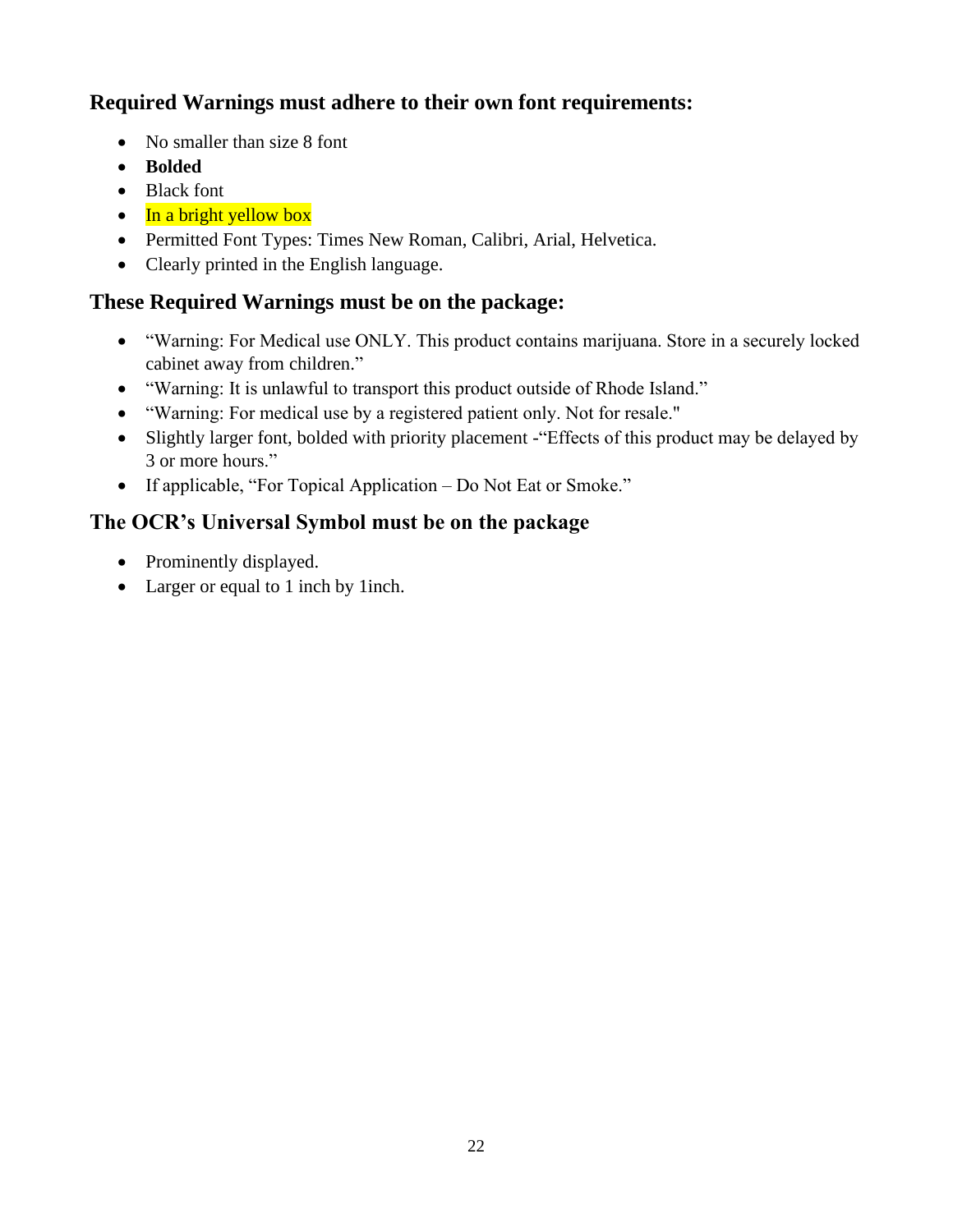### Required Warnings must adhere to their own font requirements:

- No smaller than size 8 font
- **Bolded**
- Black font
- In a bright yellow box
- Permitted Font Types: Times New Roman, Calibri, Arial, Helvetica.
- Clearly printed in the English language.

### These Required Warnings must be on the package:

- "Warning: For Medical use ONLY. This product contains marijuana. Store in a securely locked cabinet away from children."
- "Warning: It is unlawful to transport this product outside of Rhode Island."
- "Warning: For medical use by a registered patient only. Not for resale."
- Slightly larger font, bolded with priority placement -"Effects of this product may be delayed by 3 or more hours."
- If applicable, "For Topical Application – Do Not Eat or Smoke."

### The OCR's Universal Symbol must be on the package

- Prominently displayed.
- Larger or equal to 1 inch by 1inch.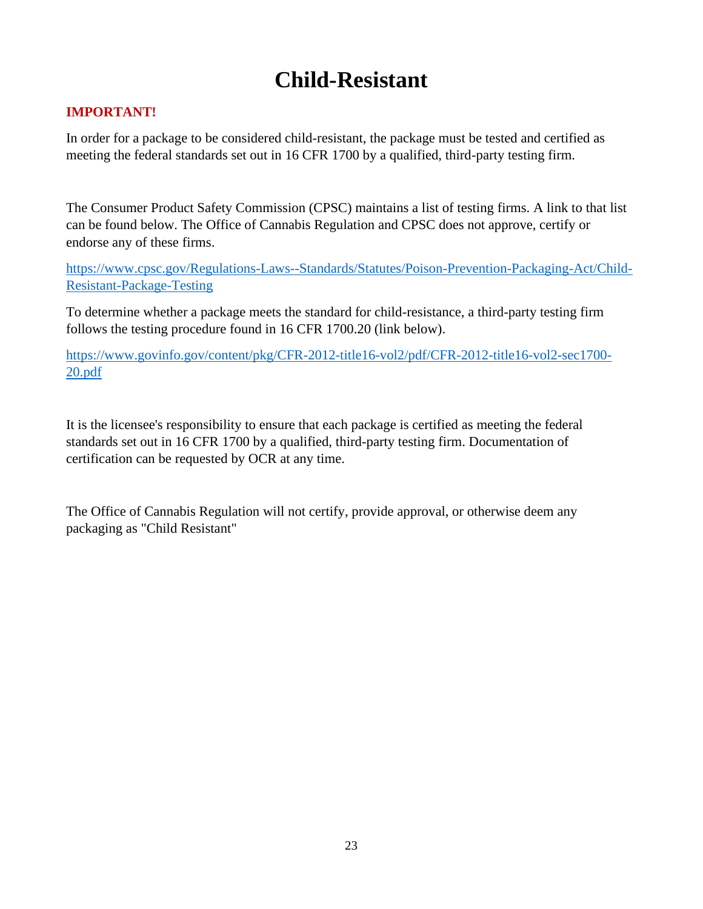# Child-Resistant

**IMPORTANT!**

In order for a package to be considered child-resistant, the package must be tested and certified as meeting the federal standards set out in 16 CFR 1700 by a qualified, third-party testing firm.

The Consumer Product Safety Commission (CPSC) maintains a list of testing firms. A link to that list can be found below. The Office of Cannabis Regulation and CPSC does not approve, certify or endorse any of these firms.

https://www.cpsc.gov/Regulations-Laws--Standards/Statutes/Poison-Prevention-Packaging-Act/Child-Resistant-Package-Testing

To determine whether a package meets the standard for child-resistance, a third-party testing firm follows the testing procedure found in 16 CFR 1700.20 (link below).

https://www.govinfo.gov/content/pkg/CFR-2012-title16-vol2/pdf/CFR-2012-title16-vol2-sec1700-20.pdf

It is the licensee's responsibility to ensure that each package is certified as meeting the federal standards set out in 16 CFR 1700 by a qualified, third-party testing firm. Documentation of certification can be requested by OCR at any time.

The Office of Cannabis Regulation will not certify, provide approval, or otherwise deem any packaging as "Child Resistant"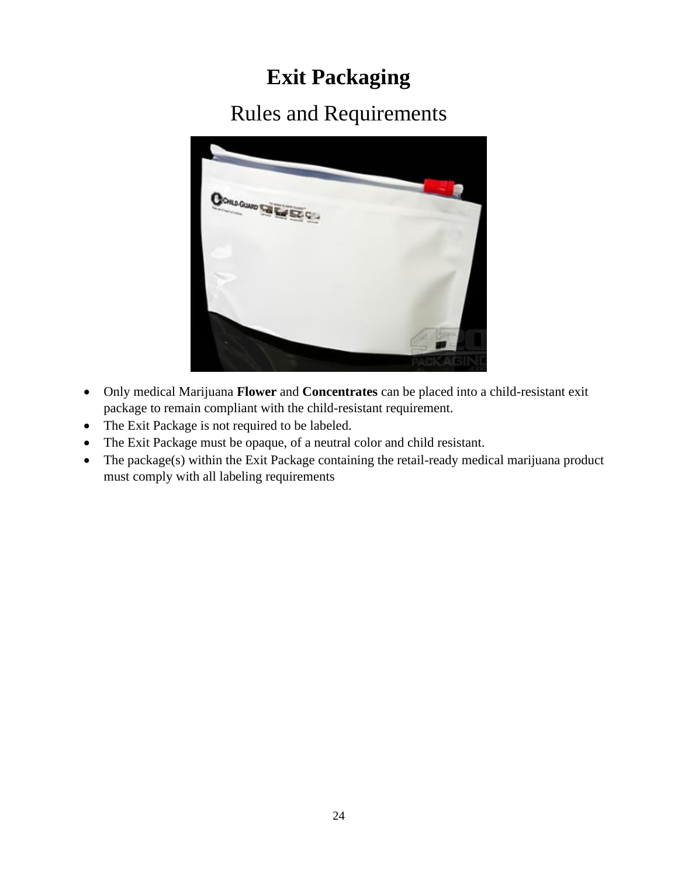# Exit Packaging

## Rules and Requirements

- Only medical Marijuana **Flower** and **Concentrates** can be placed into a child-resistant exit package to remain compliant with the child-resistant requirement.
- The Exit Package is not required to be labeled.
- The Exit Package must be opaque, of a neutral color and child resistant.
- The package(s) within the Exit Package containing the retail-ready medical marijuana product must comply with all labeling requirements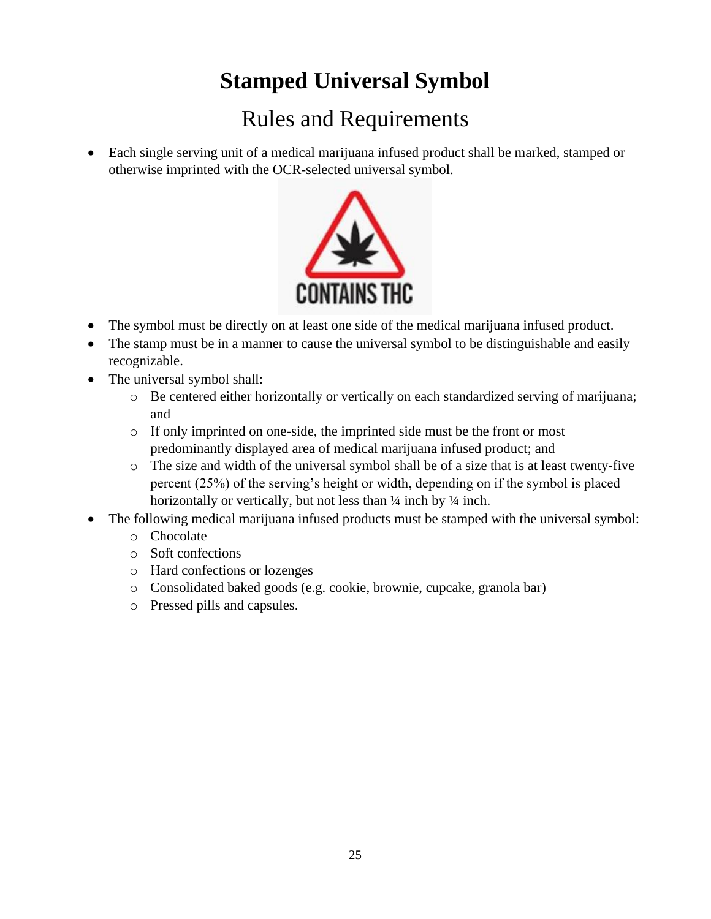# Stamped Universal Symbol

## Rules and Requirements

- Each single serving unit of a medical marijuana infused product shall be marked, stamped or otherwise imprinted with the OCR-selected universal symbol.

CONTAINS THC

- The symbol must be directly on at least one side of the medical marijuana infused product.
- The stamp must be in a manner to cause the universal symbol to be distinguishable and easily recognizable.
- The universal symbol shall:
  - Be centered either horizontally or vertically on each standardized serving of marijuana; and
  - If only imprinted on one-side, the imprinted side must be the front or most predominantly displayed area of medical marijuana infused product; and
  - The size and width of the universal symbol shall be of a size that is at least twenty-five percent (25%) of the serving's height or width, depending on if the symbol is placed horizontally or vertically, but not less than ¼ inch by ¼ inch.
- The following medical marijuana infused products must be stamped with the universal symbol:
  - Chocolate
  - Soft confections
  - Hard confections or lozenges
  - Consolidated baked goods (e.g. cookie, brownie, cupcake, granola bar)
  - Pressed pills and capsules.